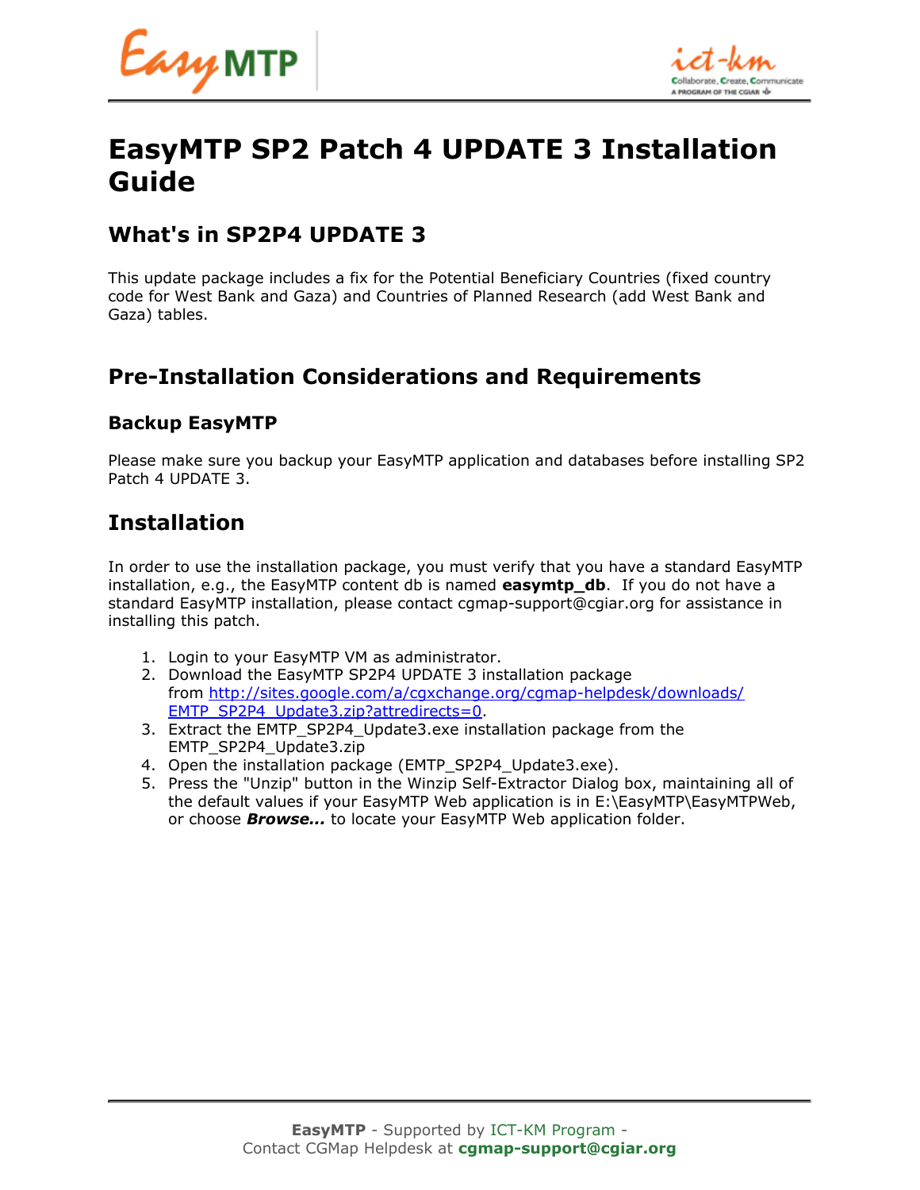# EasyMTP SP2 Patch 4 UPDATE 3 Installation Guide

## What's in SP2P4 UPDATE 3

This update package includes a fix for the Potential Beneficiary Countries (fixed country code for West Bank and Gaza) and Countries of Planned Research (add West Bank and Gaza) tables.

## Pre-Installation Considerations and Requirements

### Backup EasyMTP

Please make sure you backup your EasyMTP application and databases before installing SP2 Patch 4 UPDATE 3.

## Installation

In order to use the installation package, you must verify that you have a standard EasyMTP installation, e.g., the EasyMTP content db is named **easymtp_db**. If you do not have a standard EasyMTP installation, please contact cgmap-support@cgiar.org for assistance in installing this patch.

1. Login to your EasyMTP VM as administrator.
2. Download the EasyMTP SP2P4 UPDATE 3 installation package from [http://sites.google.com/a/cgxchange.org/cgmap-helpdesk/downloads/EMTP_SP2P4_Update3.zip?attredirects=0](http://sites.google.com/a/cgxchange.org/cgmap-helpdesk/downloads/EMTP_SP2P4_Update3.zip?attredirects=0).
3. Extract the EMTP_SP2P4_Update3.exe installation package from the EMTP_SP2P4_Update3.zip
4. Open the installation package (EMTP_SP2P4_Update3.exe).
5. Press the "Unzip" button in the Winzip Self-Extractor Dialog box, maintaining all of the default values if your EasyMTP Web application is in E:\EasyMTP\EasyMTPWeb, or choose ***Browse...*** to locate your EasyMTP Web application folder.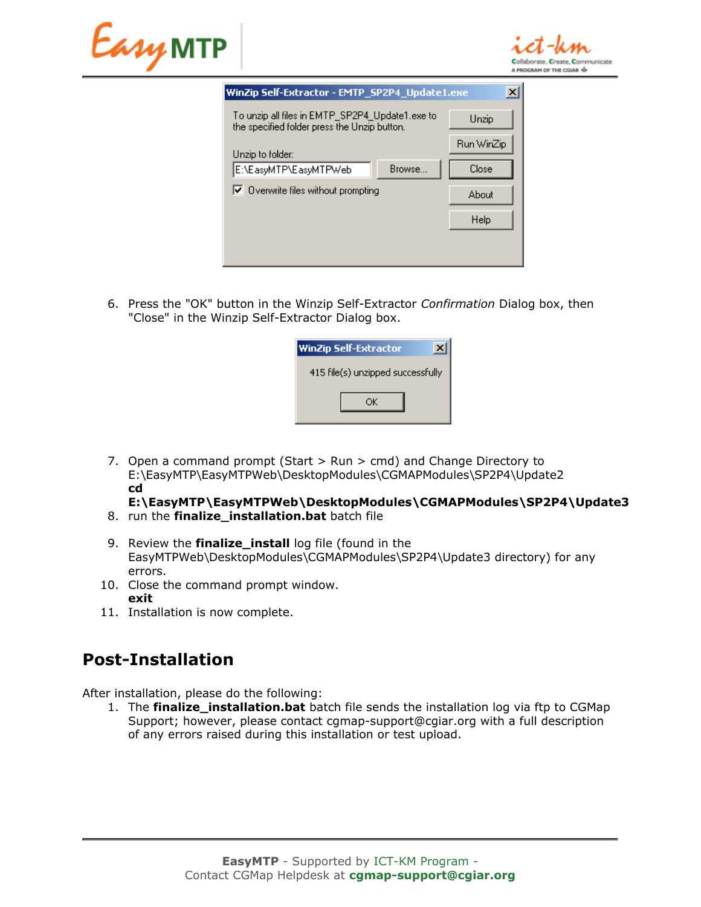6. Press the "OK" button in the Winzip Self-Extractor *Confirmation* Dialog box, then "Close" in the Winzip Self-Extractor Dialog box.

7. Open a command prompt (Start > Run > cmd) and Change Directory to E:\EasyMTP\EasyMTPWeb\DesktopModules\CGMAPModules\SP2P4\Update2
   **cd E:\EasyMTP\EasyMTPWeb\DesktopModules\CGMAPModules\SP2P4\Update3**
8. run the **finalize_installation.bat** batch file

9. Review the **finalize_install** log file (found in the EasyMTPWeb\DesktopModules\CGMAPModules\SP2P4\Update3 directory) for any errors.
10. Close the command prompt window.
    **exit**
11. Installation is now complete.

## Post-Installation

After installation, please do the following:

1. The **finalize_installation.bat** batch file sends the installation log via ftp to CGMap Support; however, please contact cgmap-support@cgiar.org with a full description of any errors raised during this installation or test upload.